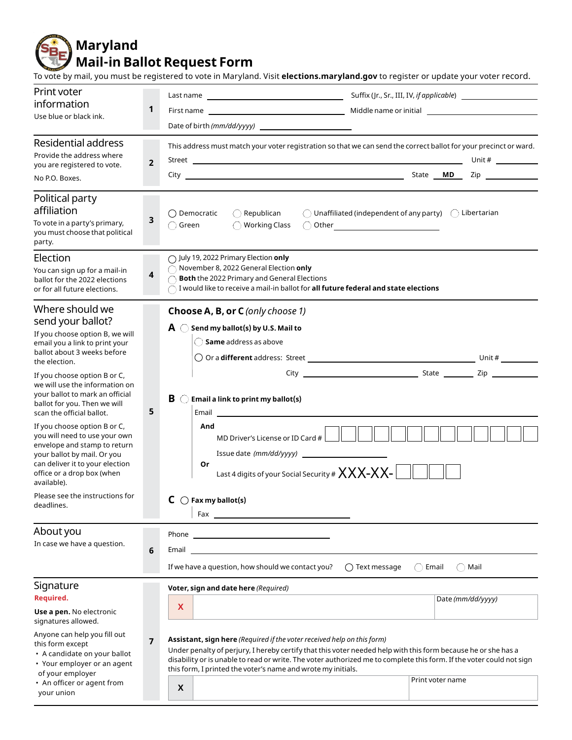# Maryland Mail-in Ballot Request Form

To vote by mail, you must be registered to vote in Maryland. Visit **elections.maryland.gov** to register or update your voter record.

## 1 Print voter information

Use blue or black ink.

Last name ______________________ Suffix (Jr., Sr., III, IV, *if applicable*) __________

First name ______________________ Middle name or initial __________

Date of birth *(mm/dd/yyyy)* __________

## 2 Residential address

Provide the address where you are registered to vote.

No P.O. Boxes.

This address must match your voter registration so that we can send the correct ballot for your precinct or ward.

Street ______________________ Unit # __________

City ______________________ State **MD** Zip __________

## 3 Political party affiliation

To vote in a party's primary, you must choose that political party.

- ◯ Democratic
- ◯ Republican
- ◯ Unaffiliated (independent of any party)
- ◯ Libertarian
- ◯ Green
- ◯ Working Class
- ◯ Other __________

## 4 Election

You can sign up for a mail-in ballot for the 2022 elections or for all future elections.

- ◯ July 19, 2022 Primary Election **only**
- ◯ November 8, 2022 General Election **only**
- ◯ **Both** the 2022 Primary and General Elections
- ◯ I would like to receive a mail-in ballot for **all future federal and state elections**

## 5 Where should we send your ballot?

If you choose option B, we will email you a link to print your ballot about 3 weeks before the election.

If you choose option B or C, we will use the information on your ballot to mark an official ballot for you. Then we will scan the official ballot.

If you choose option B or C, you will need to use your own envelope and stamp to return your ballot by mail. Or you can deliver it to your election office or a drop box (when available).

Please see the instructions for deadlines.

**Choose A, B, or C** *(only choose 1)*

**A** ◯ **Send my ballot(s) by U.S. Mail to**

- ◯ **Same** address as above
- ◯ Or a **different** address: Street ______________________ Unit # __________

  City ______________________ State __________ Zip __________

**B** ◯ **Email a link to print my ballot(s)**

Email ______________________

**And**

MD Driver's License or ID Card # ☐☐☐☐☐☐☐☐☐☐☐☐☐

Issue date *(mm/dd/yyyy)* __________

**Or**

Last 4 digits of your Social Security # XXX-XX-☐☐☐☐

**C** ◯ **Fax my ballot(s)**

Fax ______________________

## 6 About you

In case we have a question.

Phone ______________________

Email ______________________

If we have a question, how should we contact you? ◯ Text message ◯ Email ◯ Mail

## 7 Signature

**Required.**

**Use a pen.** No electronic signatures allowed.

Anyone can help you fill out this form except

- A candidate on your ballot
- Your employer or an agent of your employer
- An officer or agent from your union

**Voter, sign and date here** *(Required)*

X ______________________ Date *(mm/dd/yyyy)* __________

**Assistant, sign here** *(Required if the voter received help on this form)*

Under penalty of perjury, I hereby certify that this voter needed help with this form because he or she has a disability or is unable to read or write. The voter authorized me to complete this form. If the voter could not sign this form, I printed the voter's name and wrote my initials.

X ______________________ Print voter name __________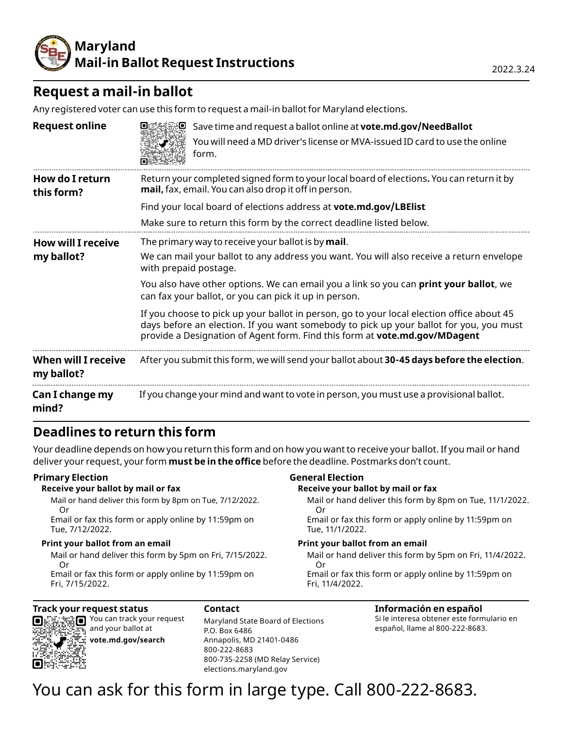# Maryland Mail-in Ballot Request Instructions

2022.3.24

## Request a mail-in ballot

Any registered voter can use this form to request a mail-in ballot for Maryland elections.

**Request online**

Save time and request a ballot online at **vote.md.gov/NeedBallot**

You will need a MD driver's license or MVA-issued ID card to use the online form.

**How do I return this form?**

Return your completed signed form to your local board of elections**.** You can return it by **mail,** fax, email. You can also drop it off in person.

Find your local board of elections address at **vote.md.gov/LBElist**

Make sure to return this form by the correct deadline listed below.

**How will I receive my ballot?**

The primary way to receive your ballot is by **mail**.

We can mail your ballot to any address you want. You will also receive a return envelope with prepaid postage.

You also have other options. We can email you a link so you can **print your ballot**, we can fax your ballot, or you can pick it up in person.

If you choose to pick up your ballot in person, go to your local election office about 45 days before an election. If you want somebody to pick up your ballot for you, you must provide a Designation of Agent form. Find this form at **vote.md.gov/MDagent**

**When will I receive my ballot?**

After you submit this form, we will send your ballot about **30-45 days before the election**.

**Can I change my mind?**

If you change your mind and want to vote in person, you must use a provisional ballot.

## Deadlines to return this form

Your deadline depends on how you return this form and on how you want to receive your ballot. If you mail or hand deliver your request, your form **must be in the office** before the deadline. Postmarks don't count.

### Primary Election

**Receive your ballot by mail or fax**

Mail or hand deliver this form by 8pm on Tue, 7/12/2022.
Or
Email or fax this form or apply online by 11:59pm on Tue, 7/12/2022.

**Print your ballot from an email**

Mail or hand deliver this form by 5pm on Fri, 7/15/2022.
Or
Email or fax this form or apply online by 11:59pm on Fri, 7/15/2022.

### General Election

**Receive your ballot by mail or fax**

Mail or hand deliver this form by 8pm on Tue, 11/1/2022.
Or
Email or fax this form or apply online by 11:59pm on Tue, 11/1/2022.

**Print your ballot from an email**

Mail or hand deliver this form by 5pm on Fri, 11/4/2022.
Or
Email or fax this form or apply online by 11:59pm on Fri, 11/4/2022.

### Track your request status

You can track your request and your ballot at **vote.md.gov/search**

### Contact

Maryland State Board of Elections
P.O. Box 6486
Annapolis, MD 21401-0486
800-222-8683
800-735-2258 (MD Relay Service)
elections.maryland.gov

### Información en español

Si le interesa obtener este formulario en español, llame al 800-222-8683.

You can ask for this form in large type. Call 800-222-8683.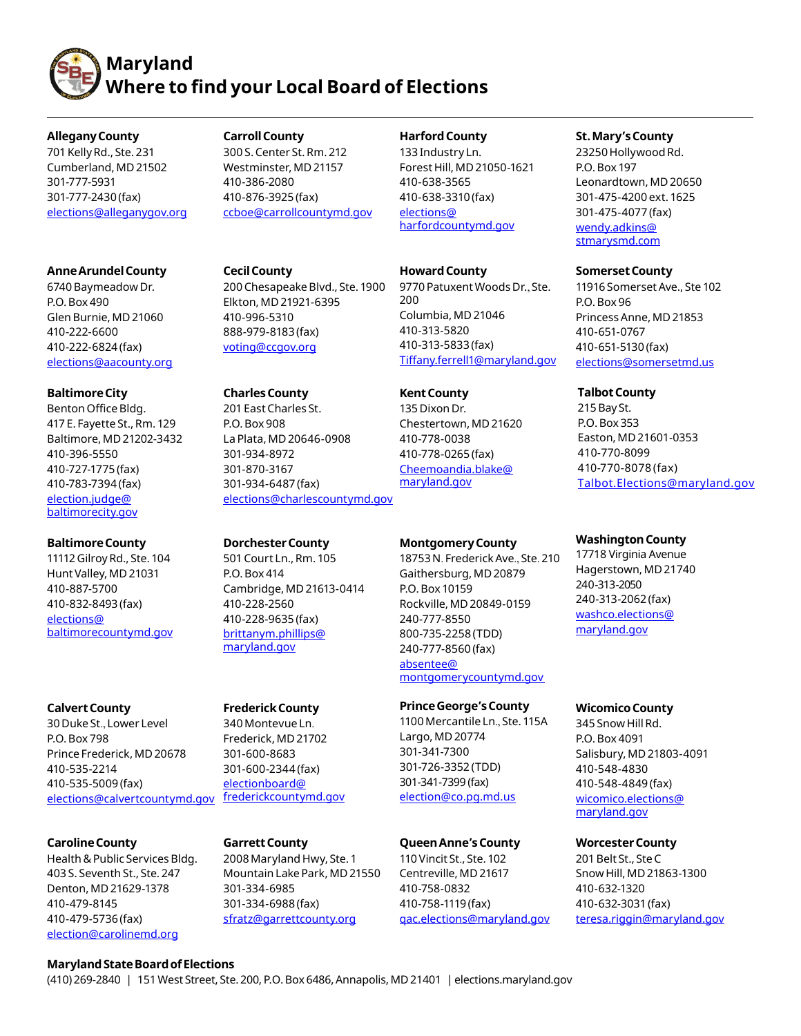# Maryland
## Where to find your Local Board of Elections

**Allegany County**
701 Kelly Rd., Ste. 231
Cumberland, MD 21502
301-777-5931
301-777-2430 (fax)
elections@alleganygov.org

**Anne Arundel County**
6740 Baymeadow Dr.
P.O. Box 490
Glen Burnie, MD 21060
410-222-6600
410-222-6824 (fax)
elections@aacounty.org

**Baltimore City**
Benton Office Bldg.
417 E. Fayette St., Rm. 129
Baltimore, MD 21202-3432
410-396-5550
410-727-1775 (fax)
410-783-7394 (fax)
election.judge@baltimorecity.gov

**Baltimore County**
11112 Gilroy Rd., Ste. 104
Hunt Valley, MD 21031
410-887-5700
410-832-8493 (fax)
elections@baltimorecountymd.gov

**Calvert County**
30 Duke St., Lower Level
P.O. Box 798
Prince Frederick, MD 20678
410-535-2214
410-535-5009 (fax)
elections@calvertcountymd.gov

**Caroline County**
Health & Public Services Bldg.
403 S. Seventh St., Ste. 247
Denton, MD 21629-1378
410-479-8145
410-479-5736 (fax)
election@carolinemd.org

**Carroll County**
300 S. Center St. Rm. 212
Westminster, MD 21157
410-386-2080
410-876-3925 (fax)
ccboe@carrollcountymd.gov

**Cecil County**
200 Chesapeake Blvd., Ste. 1900
Elkton, MD 21921-6395
410-996-5310
888-979-8183 (fax)
voting@ccgov.org

**Charles County**
201 East Charles St.
P.O. Box 908
La Plata, MD 20646-0908
301-934-8972
301-870-3167
301-934-6487 (fax)
elections@charlescountymd.gov

**Dorchester County**
501 Court Ln., Rm. 105
P.O. Box 414
Cambridge, MD 21613-0414
410-228-2560
410-228-9635 (fax)
brittanym.phillips@maryland.gov

**Frederick County**
340 Montevue Ln.
Frederick, MD 21702
301-600-8683
301-600-2344 (fax)
electionboard@frederickcountymd.gov

**Garrett County**
2008 Maryland Hwy, Ste. 1
Mountain Lake Park, MD 21550
301-334-6985
301-334-6988 (fax)
sfratz@garrettcounty.org

**Harford County**
133 Industry Ln.
Forest Hill, MD 21050-1621
410-638-3565
410-638-3310 (fax)
elections@harfordcountymd.gov

**Howard County**
9770 Patuxent Woods Dr., Ste. 200
Columbia, MD 21046
410-313-5820
410-313-5833 (fax)
Tiffany.ferrell1@maryland.gov

**Kent County**
135 Dixon Dr.
Chestertown, MD 21620
410-778-0038
410-778-0265 (fax)
Cheemoandia.blake@maryland.gov

**Montgomery County**
18753 N. Frederick Ave., Ste. 210
Gaithersburg, MD 20879
P.O. Box 10159
Rockville, MD 20849-0159
240-777-8550
800-735-2258 (TDD)
240-777-8560 (fax)
absentee@montgomerycountymd.gov

**Prince George's County**
1100 Mercantile Ln., Ste. 115A
Largo, MD 20774
301-341-7300
301-726-3352 (TDD)
301-341-7399 (fax)
election@co.pg.md.us

**Queen Anne's County**
110 Vincit St., Ste. 102
Centreville, MD 21617
410-758-0832
410-758-1119 (fax)
qac.elections@maryland.gov

**St. Mary's County**
23250 Hollywood Rd.
P.O. Box 197
Leonardtown, MD 20650
301-475-4200 ext. 1625
301-475-4077 (fax)
wendy.adkins@stmarysmd.com

**Somerset County**
11916 Somerset Ave., Ste 102
P.O. Box 96
Princess Anne, MD 21853
410-651-0767
410-651-5130 (fax)
elections@somersetmd.us

**Talbot County**
215 Bay St.
P.O. Box 353
Easton, MD 21601-0353
410-770-8099
410-770-8078 (fax)
Talbot.Elections@maryland.gov

**Washington County**
17718 Virginia Avenue
Hagerstown, MD 21740
240-313-2050
240-313-2062 (fax)
washco.elections@maryland.gov

**Wicomico County**
345 Snow Hill Rd.
P.O. Box 4091
Salisbury, MD 21803-4091
410-548-4830
410-548-4849 (fax)
wicomico.elections@maryland.gov

**Worcester County**
201 Belt St., Ste C
Snow Hill, MD 21863-1300
410-632-1320
410-632-3031 (fax)
teresa.riggin@maryland.gov

**Maryland State Board of Elections**
(410) 269-2840 | 151 West Street, Ste. 200, P.O. Box 6486, Annapolis, MD 21401 | elections.maryland.gov